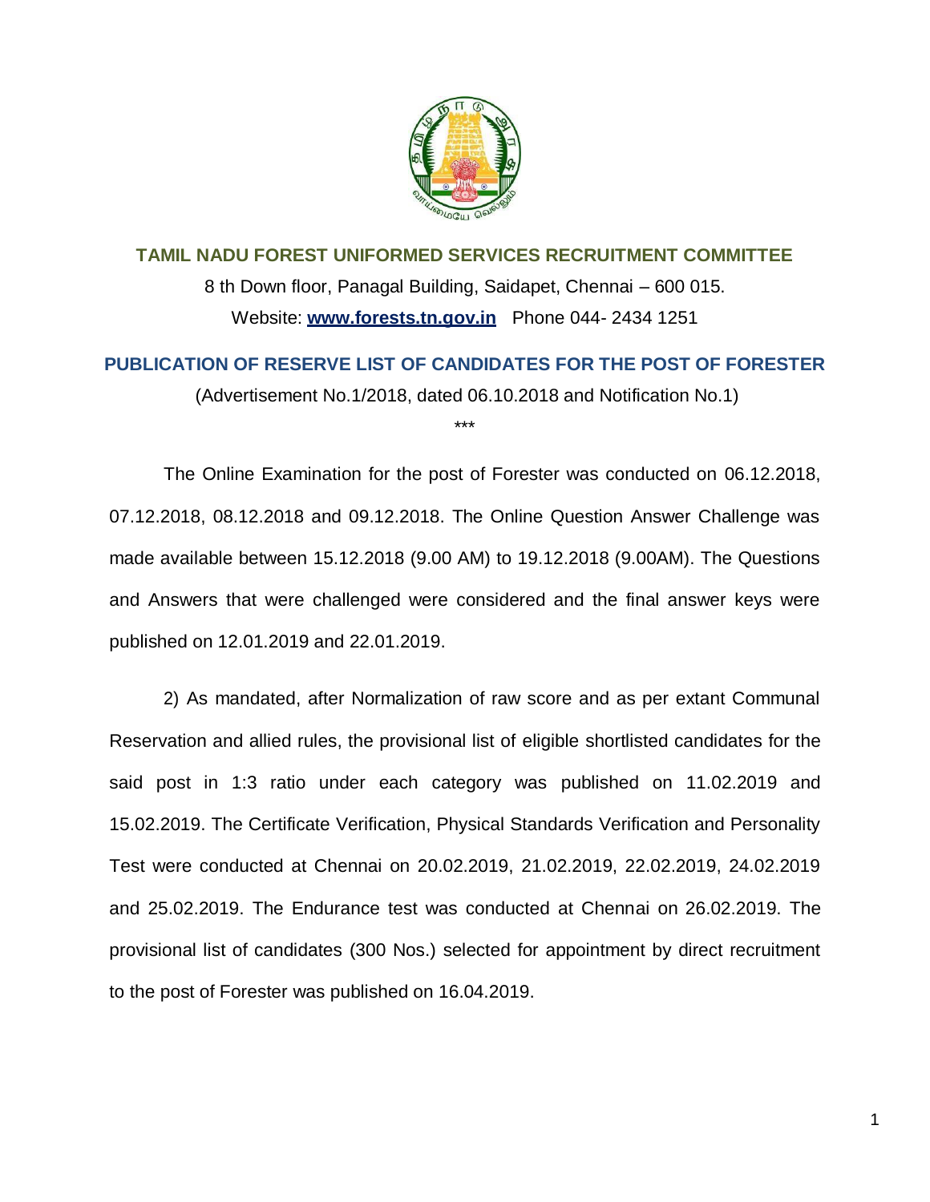**TAMIL NADU FOREST UNIFORMED SERVICES RECRUITMENT COMMITTEE**

8 th Down floor, Panagal Building, Saidapet, Chennai – 600 015.
Website: **www.forests.tn.gov.in** Phone 044- 2434 1251

## PUBLICATION OF RESERVE LIST OF CANDIDATES FOR THE POST OF FORESTER

(Advertisement No.1/2018, dated 06.10.2018 and Notification No.1)

***

The Online Examination for the post of Forester was conducted on 06.12.2018, 07.12.2018, 08.12.2018 and 09.12.2018. The Online Question Answer Challenge was made available between 15.12.2018 (9.00 AM) to 19.12.2018 (9.00AM). The Questions and Answers that were challenged were considered and the final answer keys were published on 12.01.2019 and 22.01.2019.

2) As mandated, after Normalization of raw score and as per extant Communal Reservation and allied rules, the provisional list of eligible shortlisted candidates for the said post in 1:3 ratio under each category was published on 11.02.2019 and 15.02.2019. The Certificate Verification, Physical Standards Verification and Personality Test were conducted at Chennai on 20.02.2019, 21.02.2019, 22.02.2019, 24.02.2019 and 25.02.2019. The Endurance test was conducted at Chennai on 26.02.2019. The provisional list of candidates (300 Nos.) selected for appointment by direct recruitment to the post of Forester was published on 16.04.2019.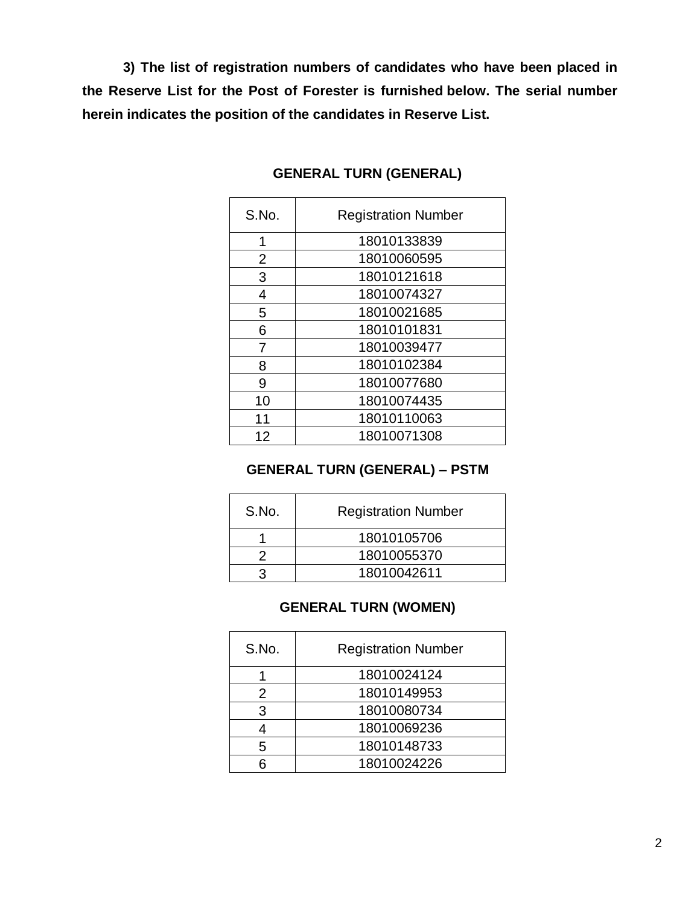**3) The list of registration numbers of candidates who have been placed in the Reserve List for the Post of Forester is furnished below. The serial number herein indicates the position of the candidates in Reserve List.**

### GENERAL TURN (GENERAL)

| S.No. | Registration Number |
|---|---|
| 1 | 18010133839 |
| 2 | 18010060595 |
| 3 | 18010121618 |
| 4 | 18010074327 |
| 5 | 18010021685 |
| 6 | 18010101831 |
| 7 | 18010039477 |
| 8 | 18010102384 |
| 9 | 18010077680 |
| 10 | 18010074435 |
| 11 | 18010110063 |
| 12 | 18010071308 |

### GENERAL TURN (GENERAL) – PSTM

| S.No. | Registration Number |
|---|---|
| 1 | 18010105706 |
| 2 | 18010055370 |
| 3 | 18010042611 |

### GENERAL TURN (WOMEN)

| S.No. | Registration Number |
|---|---|
| 1 | 18010024124 |
| 2 | 18010149953 |
| 3 | 18010080734 |
| 4 | 18010069236 |
| 5 | 18010148733 |
| 6 | 18010024226 |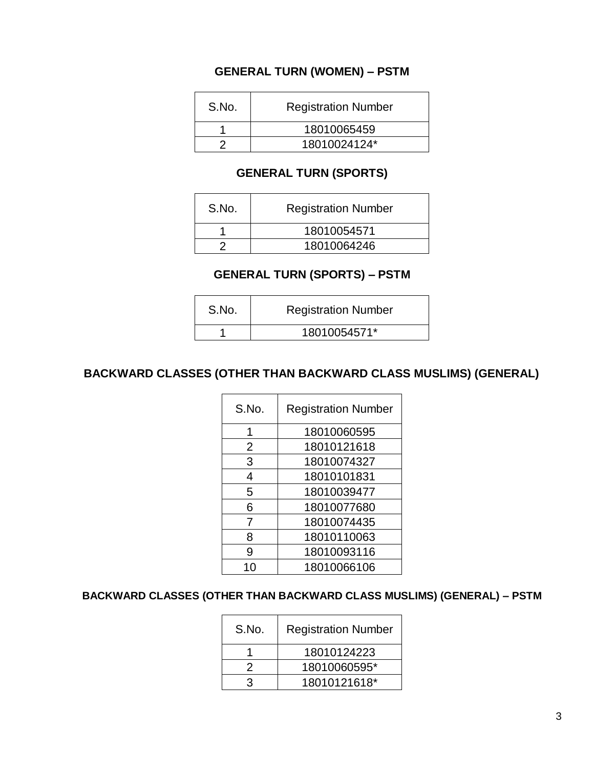### GENERAL TURN (WOMEN) – PSTM

| S.No. | Registration Number |
|---|---|
| 1 | 18010065459 |
| 2 | 18010024124* |

### GENERAL TURN (SPORTS)

| S.No. | Registration Number |
|---|---|
| 1 | 18010054571 |
| 2 | 18010064246 |

### GENERAL TURN (SPORTS) – PSTM

| S.No. | Registration Number |
|---|---|
| 1 | 18010054571* |

### BACKWARD CLASSES (OTHER THAN BACKWARD CLASS MUSLIMS) (GENERAL)

| S.No. | Registration Number |
|---|---|
| 1 | 18010060595 |
| 2 | 18010121618 |
| 3 | 18010074327 |
| 4 | 18010101831 |
| 5 | 18010039477 |
| 6 | 18010077680 |
| 7 | 18010074435 |
| 8 | 18010110063 |
| 9 | 18010093116 |
| 10 | 18010066106 |

### BACKWARD CLASSES (OTHER THAN BACKWARD CLASS MUSLIMS) (GENERAL) – PSTM

| S.No. | Registration Number |
|---|---|
| 1 | 18010124223 |
| 2 | 18010060595* |
| 3 | 18010121618* |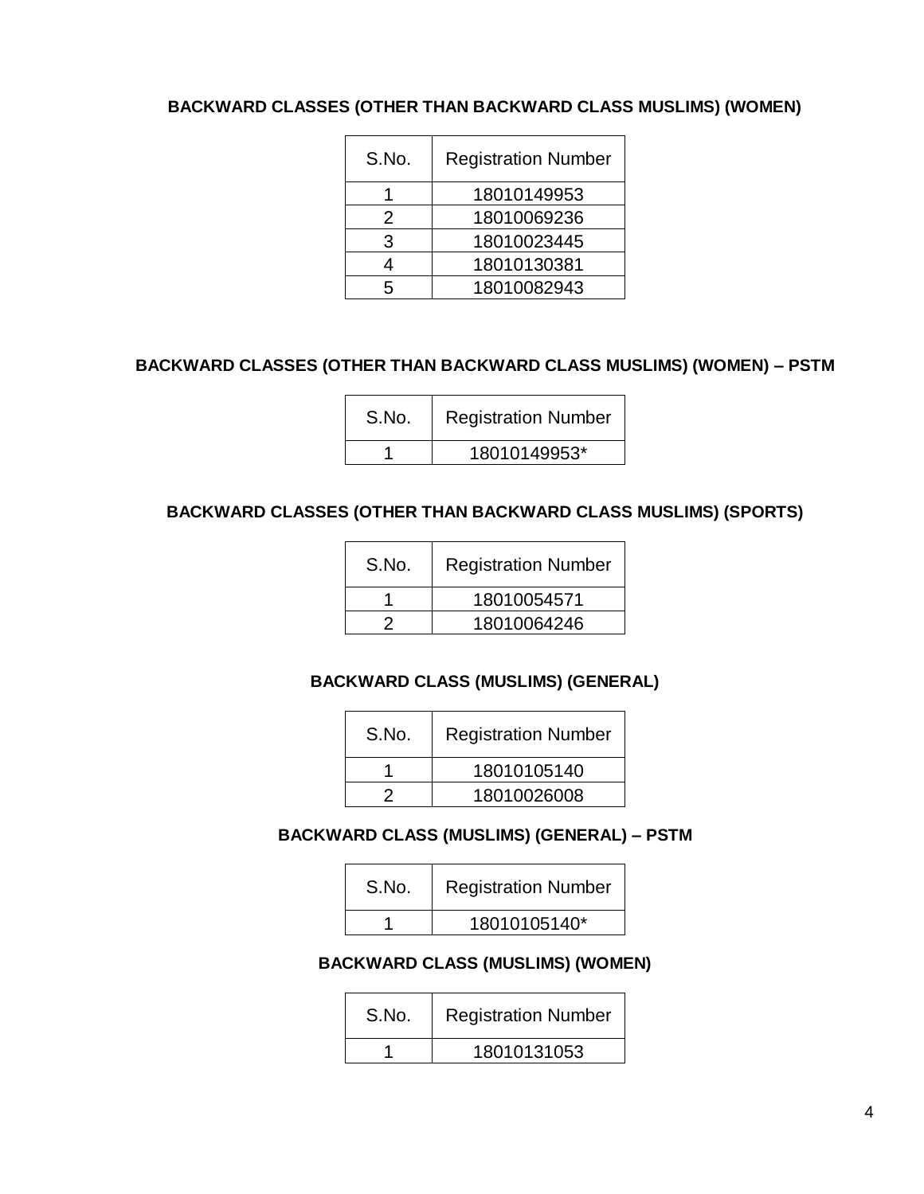**BACKWARD CLASSES (OTHER THAN BACKWARD CLASS MUSLIMS) (WOMEN)**

| S.No. | Registration Number |
|---|---|
| 1 | 18010149953 |
| 2 | 18010069236 |
| 3 | 18010023445 |
| 4 | 18010130381 |
| 5 | 18010082943 |

**BACKWARD CLASSES (OTHER THAN BACKWARD CLASS MUSLIMS) (WOMEN) – PSTM**

| S.No. | Registration Number |
|---|---|
| 1 | 18010149953* |

**BACKWARD CLASSES (OTHER THAN BACKWARD CLASS MUSLIMS) (SPORTS)**

| S.No. | Registration Number |
|---|---|
| 1 | 18010054571 |
| 2 | 18010064246 |

**BACKWARD CLASS (MUSLIMS) (GENERAL)**

| S.No. | Registration Number |
|---|---|
| 1 | 18010105140 |
| 2 | 18010026008 |

**BACKWARD CLASS (MUSLIMS) (GENERAL) – PSTM**

| S.No. | Registration Number |
|---|---|
| 1 | 18010105140* |

**BACKWARD CLASS (MUSLIMS) (WOMEN)**

| S.No. | Registration Number |
|---|---|
| 1 | 18010131053 |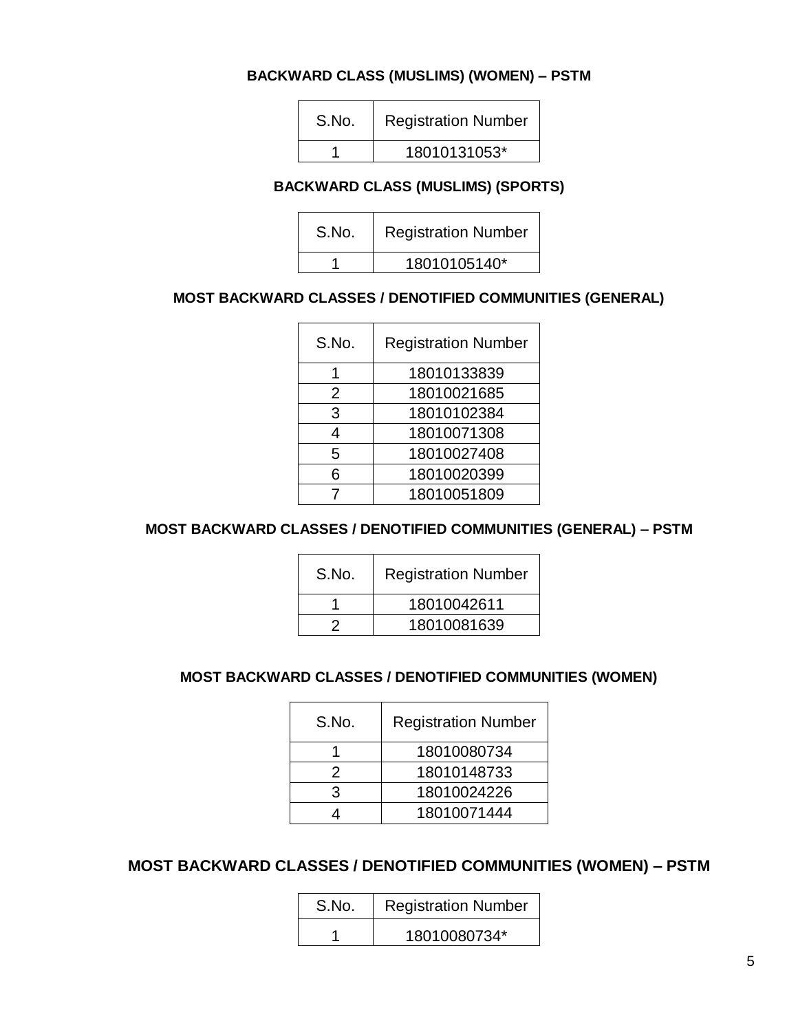**BACKWARD CLASS (MUSLIMS) (WOMEN) – PSTM**

| S.No. | Registration Number |
|---|---|
| 1 | 18010131053* |

**BACKWARD CLASS (MUSLIMS) (SPORTS)**

| S.No. | Registration Number |
|---|---|
| 1 | 18010105140* |

**MOST BACKWARD CLASSES / DENOTIFIED COMMUNITIES (GENERAL)**

| S.No. | Registration Number |
|---|---|
| 1 | 18010133839 |
| 2 | 18010021685 |
| 3 | 18010102384 |
| 4 | 18010071308 |
| 5 | 18010027408 |
| 6 | 18010020399 |
| 7 | 18010051809 |

**MOST BACKWARD CLASSES / DENOTIFIED COMMUNITIES (GENERAL) – PSTM**

| S.No. | Registration Number |
|---|---|
| 1 | 18010042611 |
| 2 | 18010081639 |

**MOST BACKWARD CLASSES / DENOTIFIED COMMUNITIES (WOMEN)**

| S.No. | Registration Number |
|---|---|
| 1 | 18010080734 |
| 2 | 18010148733 |
| 3 | 18010024226 |
| 4 | 18010071444 |

**MOST BACKWARD CLASSES / DENOTIFIED COMMUNITIES (WOMEN) – PSTM**

| S.No. | Registration Number |
|---|---|
| 1 | 18010080734* |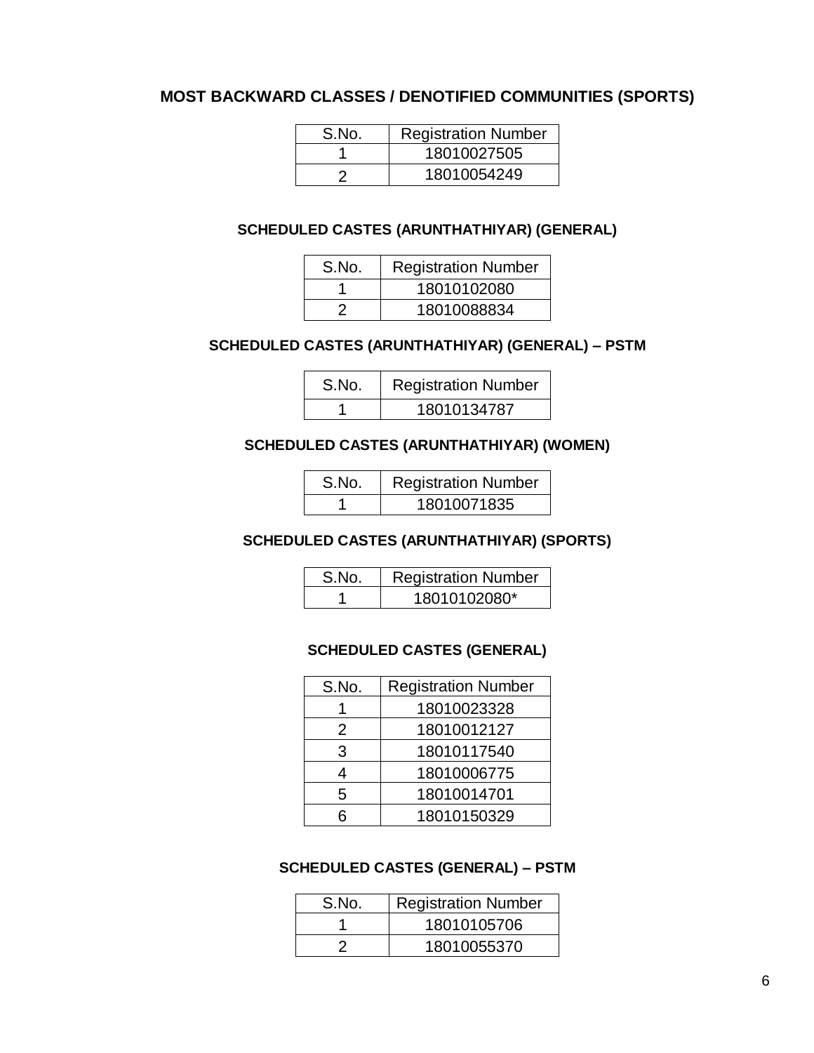## MOST BACKWARD CLASSES / DENOTIFIED COMMUNITIES (SPORTS)

| S.No. | Registration Number |
|---|---|
| 1 | 18010027505 |
| 2 | 18010054249 |

### SCHEDULED CASTES (ARUNTHATHIYAR) (GENERAL)

| S.No. | Registration Number |
|---|---|
| 1 | 18010102080 |
| 2 | 18010088834 |

### SCHEDULED CASTES (ARUNTHATHIYAR) (GENERAL) – PSTM

| S.No. | Registration Number |
|---|---|
| 1 | 18010134787 |

### SCHEDULED CASTES (ARUNTHATHIYAR) (WOMEN)

| S.No. | Registration Number |
|---|---|
| 1 | 18010071835 |

### SCHEDULED CASTES (ARUNTHATHIYAR) (SPORTS)

| S.No. | Registration Number |
|---|---|
| 1 | 18010102080* |

### SCHEDULED CASTES (GENERAL)

| S.No. | Registration Number |
|---|---|
| 1 | 18010023328 |
| 2 | 18010012127 |
| 3 | 18010117540 |
| 4 | 18010006775 |
| 5 | 18010014701 |
| 6 | 18010150329 |

### SCHEDULED CASTES (GENERAL) – PSTM

| S.No. | Registration Number |
|---|---|
| 1 | 18010105706 |
| 2 | 18010055370 |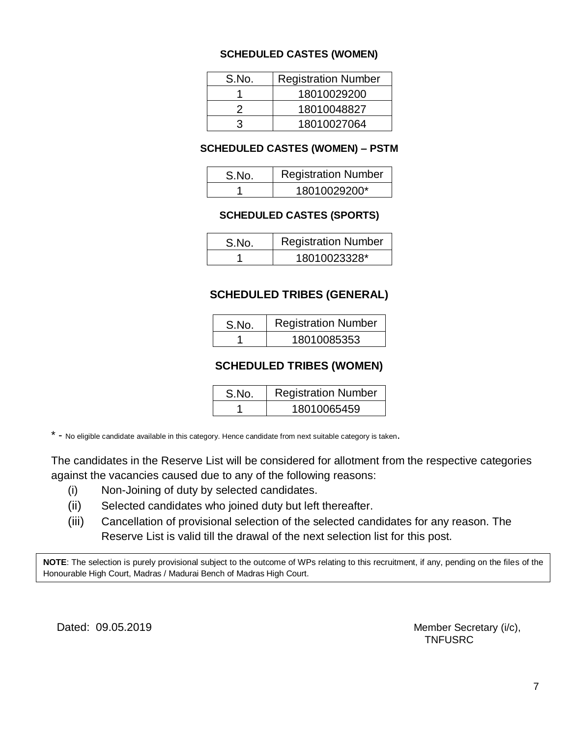**SCHEDULED CASTES (WOMEN)**

| S.No. | Registration Number |
|---|---|
| 1 | 18010029200 |
| 2 | 18010048827 |
| 3 | 18010027064 |

**SCHEDULED CASTES (WOMEN) – PSTM**

| S.No. | Registration Number |
|---|---|
| 1 | 18010029200* |

**SCHEDULED CASTES (SPORTS)**

| S.No. | Registration Number |
|---|---|
| 1 | 18010023328* |

**SCHEDULED TRIBES (GENERAL)**

| S.No. | Registration Number |
|---|---|
| 1 | 18010085353 |

**SCHEDULED TRIBES (WOMEN)**

| S.No. | Registration Number |
|---|---|
| 1 | 18010065459 |

* - No eligible candidate available in this category. Hence candidate from next suitable category is taken.

The candidates in the Reserve List will be considered for allotment from the respective categories against the vacancies caused due to any of the following reasons:

(i) Non-Joining of duty by selected candidates.

(ii) Selected candidates who joined duty but left thereafter.

(iii) Cancellation of provisional selection of the selected candidates for any reason. The Reserve List is valid till the drawal of the next selection list for this post.

**NOTE**: The selection is purely provisional subject to the outcome of WPs relating to this recruitment, if any, pending on the files of the Honourable High Court, Madras / Madurai Bench of Madras High Court.

Dated: 09.05.2019

Member Secretary (i/c),
TNFUSRC